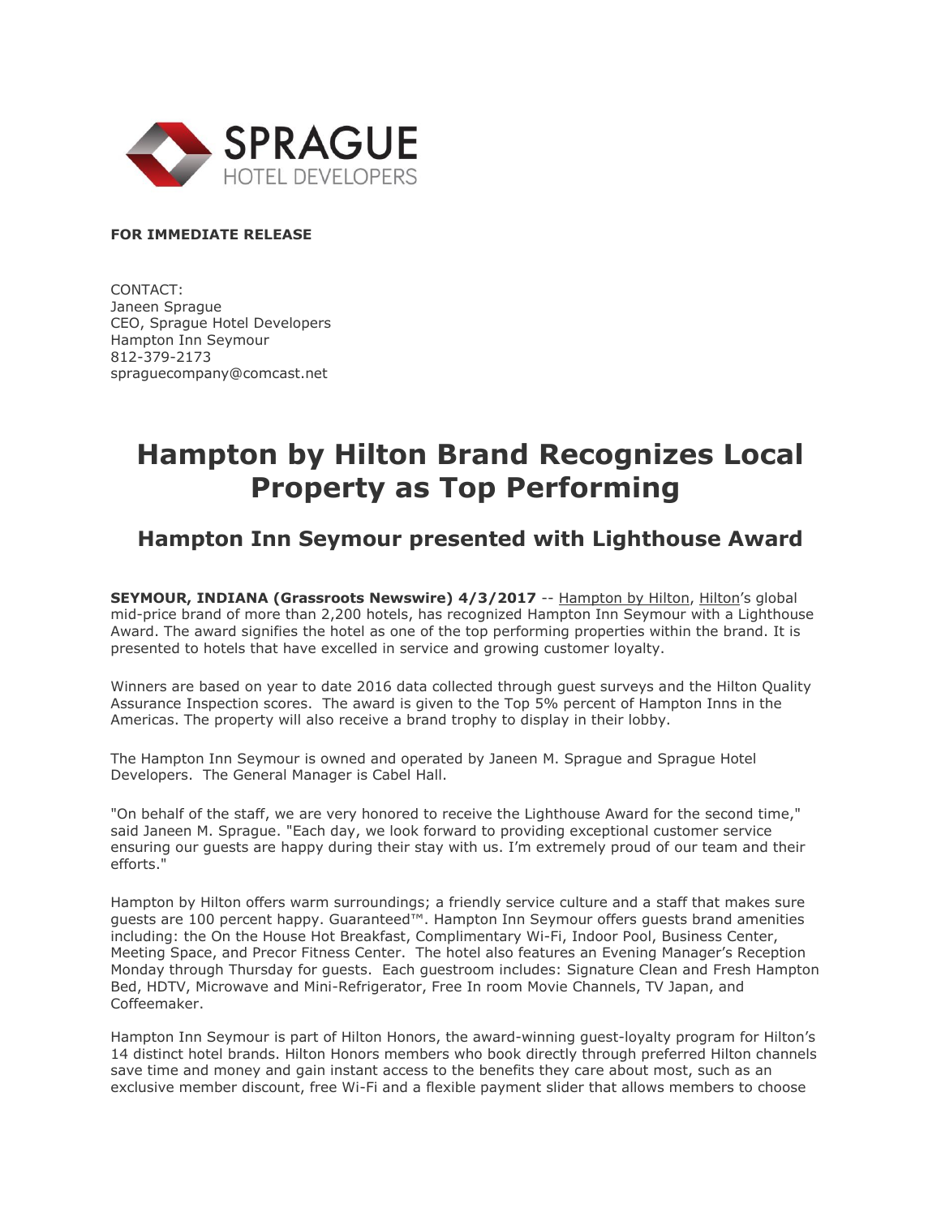SPRAGUE
HOTEL DEVELOPERS

**FOR IMMEDIATE RELEASE**

CONTACT:
Janeen Sprague
CEO, Sprague Hotel Developers
Hampton Inn Seymour
812-379-2173
spraguecompany@comcast.net

# Hampton by Hilton Brand Recognizes Local Property as Top Performing

## Hampton Inn Seymour presented with Lighthouse Award

**SEYMOUR, INDIANA (Grassroots Newswire) 4/3/2017** -- Hampton by Hilton, Hilton's global mid-price brand of more than 2,200 hotels, has recognized Hampton Inn Seymour with a Lighthouse Award. The award signifies the hotel as one of the top performing properties within the brand. It is presented to hotels that have excelled in service and growing customer loyalty.

Winners are based on year to date 2016 data collected through guest surveys and the Hilton Quality Assurance Inspection scores. The award is given to the Top 5% percent of Hampton Inns in the Americas. The property will also receive a brand trophy to display in their lobby.

The Hampton Inn Seymour is owned and operated by Janeen M. Sprague and Sprague Hotel Developers. The General Manager is Cabel Hall.

"On behalf of the staff, we are very honored to receive the Lighthouse Award for the second time," said Janeen M. Sprague. "Each day, we look forward to providing exceptional customer service ensuring our guests are happy during their stay with us. I'm extremely proud of our team and their efforts."

Hampton by Hilton offers warm surroundings; a friendly service culture and a staff that makes sure guests are 100 percent happy. Guaranteed™. Hampton Inn Seymour offers guests brand amenities including: the On the House Hot Breakfast, Complimentary Wi-Fi, Indoor Pool, Business Center, Meeting Space, and Precor Fitness Center. The hotel also features an Evening Manager's Reception Monday through Thursday for guests. Each guestroom includes: Signature Clean and Fresh Hampton Bed, HDTV, Microwave and Mini-Refrigerator, Free In room Movie Channels, TV Japan, and Coffeemaker.

Hampton Inn Seymour is part of Hilton Honors, the award-winning guest-loyalty program for Hilton's 14 distinct hotel brands. Hilton Honors members who book directly through preferred Hilton channels save time and money and gain instant access to the benefits they care about most, such as an exclusive member discount, free Wi-Fi and a flexible payment slider that allows members to choose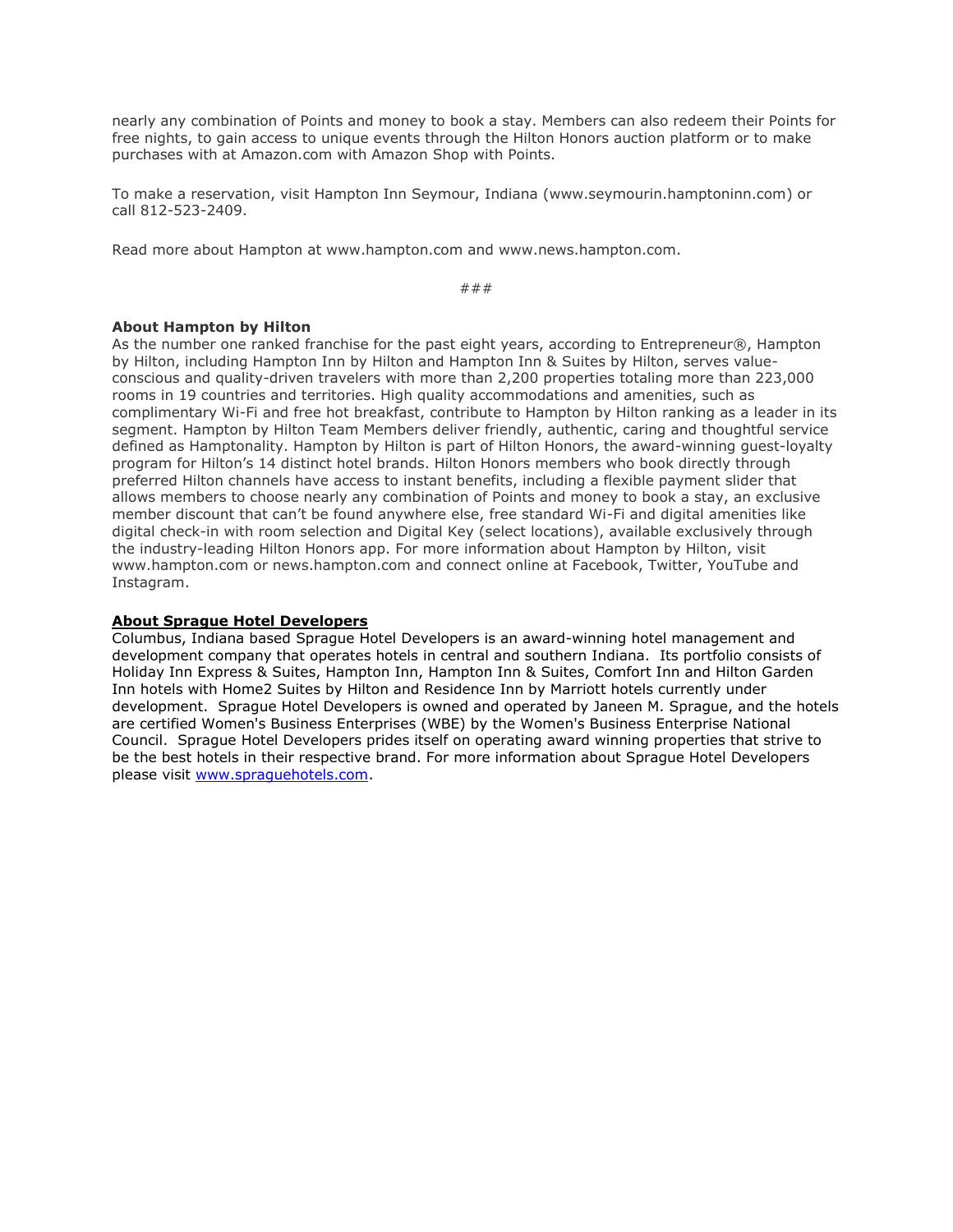nearly any combination of Points and money to book a stay. Members can also redeem their Points for free nights, to gain access to unique events through the Hilton Honors auction platform or to make purchases with at Amazon.com with Amazon Shop with Points.

To make a reservation, visit Hampton Inn Seymour, Indiana (www.seymourin.hamptoninn.com) or call 812-523-2409.

Read more about Hampton at www.hampton.com and www.news.hampton.com.

###

**About Hampton by Hilton**
As the number one ranked franchise for the past eight years, according to Entrepreneur®, Hampton by Hilton, including Hampton Inn by Hilton and Hampton Inn & Suites by Hilton, serves value-conscious and quality-driven travelers with more than 2,200 properties totaling more than 223,000 rooms in 19 countries and territories. High quality accommodations and amenities, such as complimentary Wi-Fi and free hot breakfast, contribute to Hampton by Hilton ranking as a leader in its segment. Hampton by Hilton Team Members deliver friendly, authentic, caring and thoughtful service defined as Hamptonality. Hampton by Hilton is part of Hilton Honors, the award-winning guest-loyalty program for Hilton's 14 distinct hotel brands. Hilton Honors members who book directly through preferred Hilton channels have access to instant benefits, including a flexible payment slider that allows members to choose nearly any combination of Points and money to book a stay, an exclusive member discount that can't be found anywhere else, free standard Wi-Fi and digital amenities like digital check-in with room selection and Digital Key (select locations), available exclusively through the industry-leading Hilton Honors app. For more information about Hampton by Hilton, visit www.hampton.com or news.hampton.com and connect online at Facebook, Twitter, YouTube and Instagram.

**About Sprague Hotel Developers**
Columbus, Indiana based Sprague Hotel Developers is an award-winning hotel management and development company that operates hotels in central and southern Indiana. Its portfolio consists of Holiday Inn Express & Suites, Hampton Inn, Hampton Inn & Suites, Comfort Inn and Hilton Garden Inn hotels with Home2 Suites by Hilton and Residence Inn by Marriott hotels currently under development. Sprague Hotel Developers is owned and operated by Janeen M. Sprague, and the hotels are certified Women's Business Enterprises (WBE) by the Women's Business Enterprise National Council. Sprague Hotel Developers prides itself on operating award winning properties that strive to be the best hotels in their respective brand. For more information about Sprague Hotel Developers please visit www.spraguehotels.com.